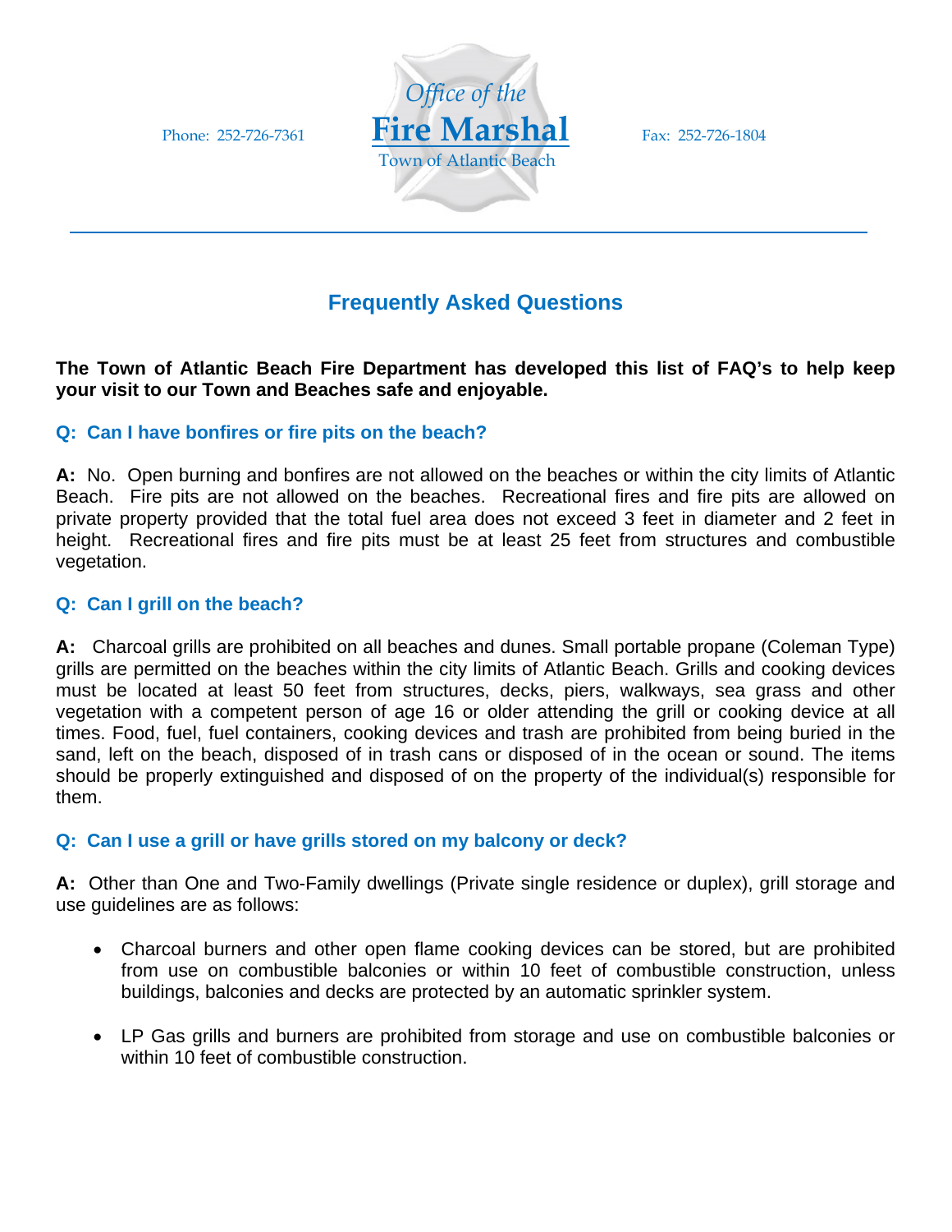Phone: 252-726-7361

# Office of the Fire Marshal

Town of Atlantic Beach

Fax: 252-726-1804

## Frequently Asked Questions

**The Town of Atlantic Beach Fire Department has developed this list of FAQ's to help keep your visit to our Town and Beaches safe and enjoyable.**

### Q: Can I have bonfires or fire pits on the beach?

**A:** No. Open burning and bonfires are not allowed on the beaches or within the city limits of Atlantic Beach. Fire pits are not allowed on the beaches. Recreational fires and fire pits are allowed on private property provided that the total fuel area does not exceed 3 feet in diameter and 2 feet in height. Recreational fires and fire pits must be at least 25 feet from structures and combustible vegetation.

### Q: Can I grill on the beach?

**A:** Charcoal grills are prohibited on all beaches and dunes. Small portable propane (Coleman Type) grills are permitted on the beaches within the city limits of Atlantic Beach. Grills and cooking devices must be located at least 50 feet from structures, decks, piers, walkways, sea grass and other vegetation with a competent person of age 16 or older attending the grill or cooking device at all times. Food, fuel, fuel containers, cooking devices and trash are prohibited from being buried in the sand, left on the beach, disposed of in trash cans or disposed of in the ocean or sound. The items should be properly extinguished and disposed of on the property of the individual(s) responsible for them.

### Q: Can I use a grill or have grills stored on my balcony or deck?

**A:** Other than One and Two-Family dwellings (Private single residence or duplex), grill storage and use guidelines are as follows:

- Charcoal burners and other open flame cooking devices can be stored, but are prohibited from use on combustible balconies or within 10 feet of combustible construction, unless buildings, balconies and decks are protected by an automatic sprinkler system.
- LP Gas grills and burners are prohibited from storage and use on combustible balconies or within 10 feet of combustible construction.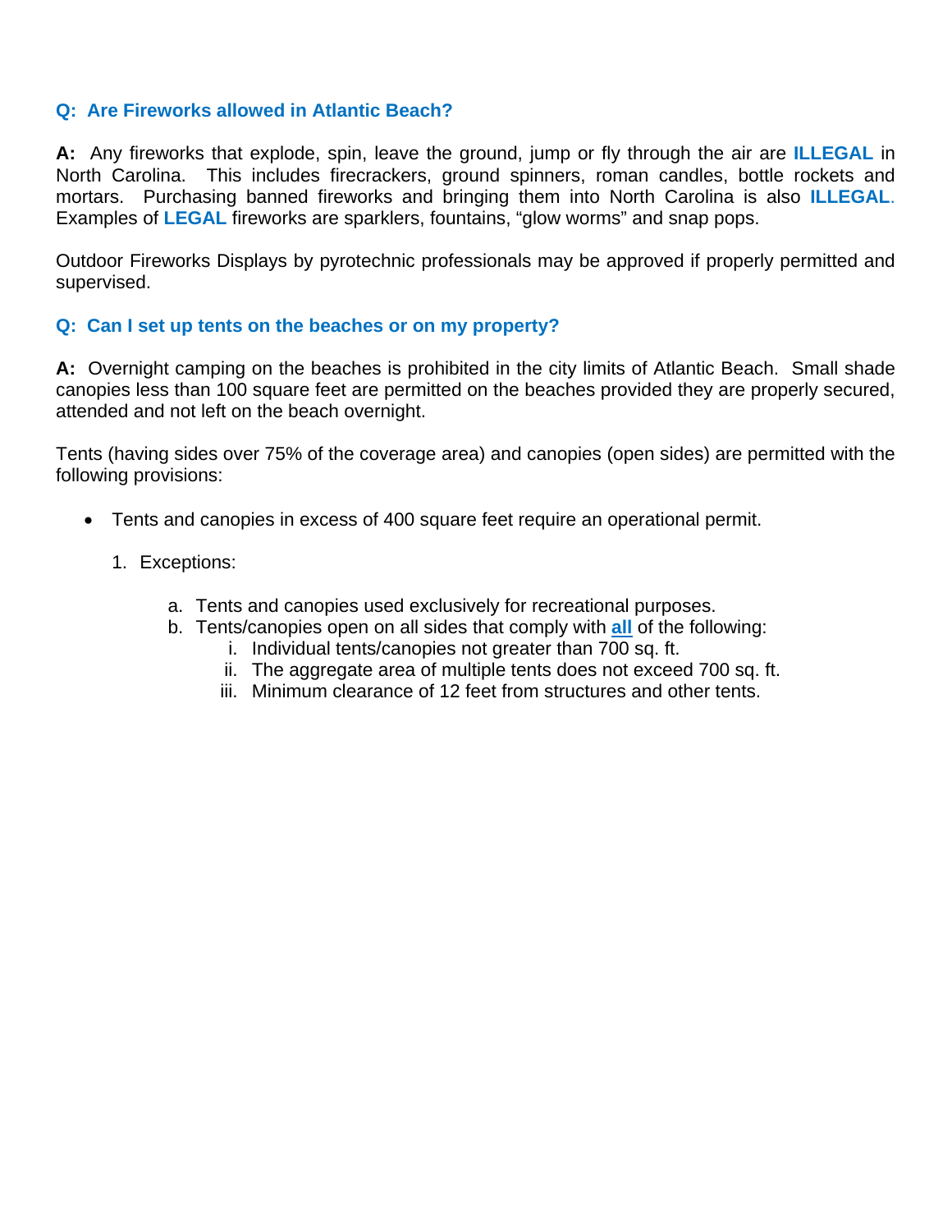**Q: Are Fireworks allowed in Atlantic Beach?**

**A:** Any fireworks that explode, spin, leave the ground, jump or fly through the air are **ILLEGAL** in North Carolina. This includes firecrackers, ground spinners, roman candles, bottle rockets and mortars. Purchasing banned fireworks and bringing them into North Carolina is also **ILLEGAL**. Examples of **LEGAL** fireworks are sparklers, fountains, "glow worms" and snap pops.

Outdoor Fireworks Displays by pyrotechnic professionals may be approved if properly permitted and supervised.

**Q: Can I set up tents on the beaches or on my property?**

**A:** Overnight camping on the beaches is prohibited in the city limits of Atlantic Beach. Small shade canopies less than 100 square feet are permitted on the beaches provided they are properly secured, attended and not left on the beach overnight.

Tents (having sides over 75% of the coverage area) and canopies (open sides) are permitted with the following provisions:

- Tents and canopies in excess of 400 square feet require an operational permit.

  1. Exceptions:

     a. Tents and canopies used exclusively for recreational purposes.
     b. Tents/canopies open on all sides that comply with **all** of the following:
        i. Individual tents/canopies not greater than 700 sq. ft.
        ii. The aggregate area of multiple tents does not exceed 700 sq. ft.
        iii. Minimum clearance of 12 feet from structures and other tents.